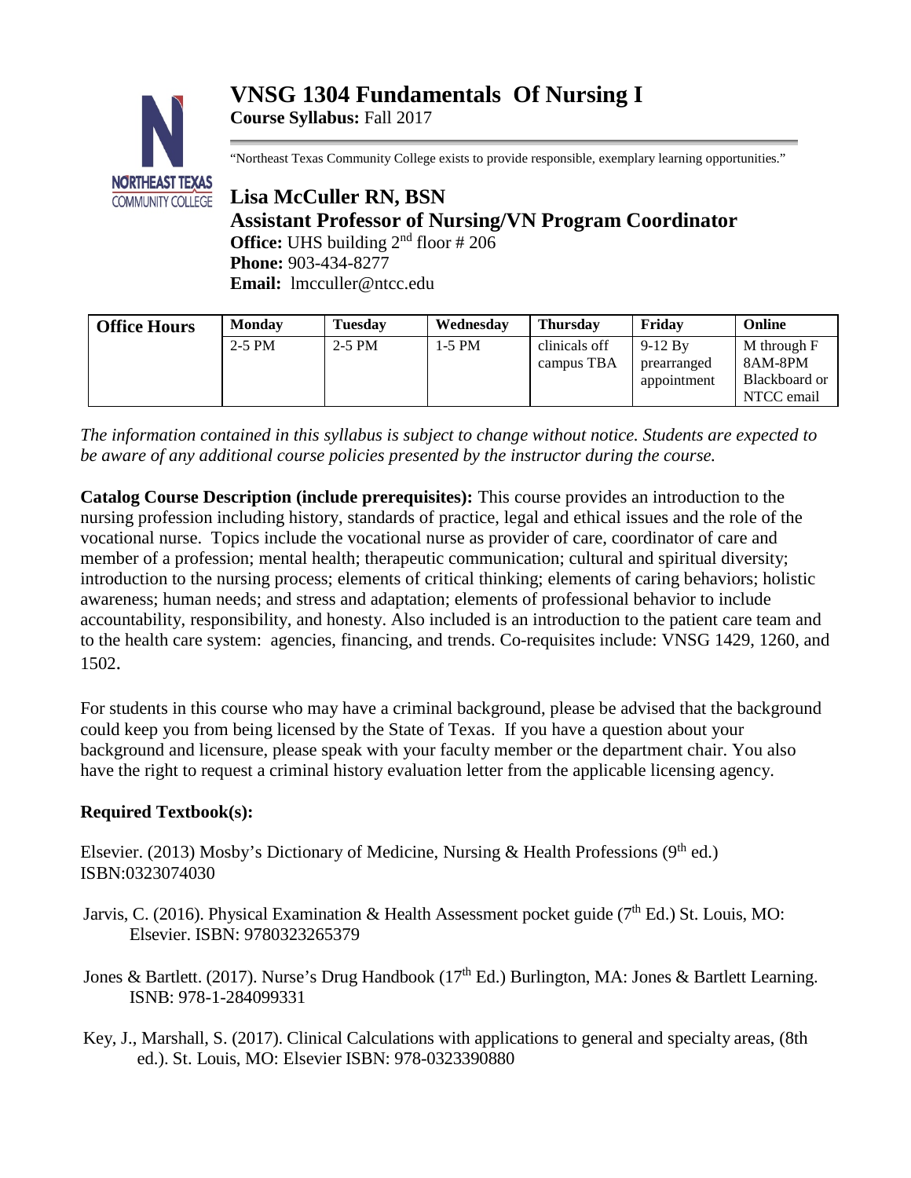# VNSG 1304 Fundamentals Of Nursing I

**Course Syllabus:** Fall 2017

"Northeast Texas Community College exists to provide responsible, exemplary learning opportunities."

## Lisa McCuller RN, BSN
## Assistant Professor of Nursing/VN Program Coordinator

**Office:** UHS building 2nd floor # 206
**Phone:** 903-434-8277
**Email:** lmcculler@ntcc.edu

| Office Hours | Monday | Tuesday | Wednesday | Thursday | Friday | Online |
|---|---|---|---|---|---|---|
| | 2-5 PM | 2-5 PM | 1-5 PM | clinicals off campus TBA | 9-12 By prearranged appointment | M through F 8AM-8PM Blackboard or NTCC email |

*The information contained in this syllabus is subject to change without notice. Students are expected to be aware of any additional course policies presented by the instructor during the course.*

**Catalog Course Description (include prerequisites):** This course provides an introduction to the nursing profession including history, standards of practice, legal and ethical issues and the role of the vocational nurse. Topics include the vocational nurse as provider of care, coordinator of care and member of a profession; mental health; therapeutic communication; cultural and spiritual diversity; introduction to the nursing process; elements of critical thinking; elements of caring behaviors; holistic awareness; human needs; and stress and adaptation; elements of professional behavior to include accountability, responsibility, and honesty. Also included is an introduction to the patient care team and to the health care system: agencies, financing, and trends. Co-requisites include: VNSG 1429, 1260, and 1502.

For students in this course who may have a criminal background, please be advised that the background could keep you from being licensed by the State of Texas. If you have a question about your background and licensure, please speak with your faculty member or the department chair. You also have the right to request a criminal history evaluation letter from the applicable licensing agency.

**Required Textbook(s):**

Elsevier. (2013) Mosby's Dictionary of Medicine, Nursing & Health Professions (9th ed.) ISBN:0323074030

Jarvis, C. (2016). Physical Examination & Health Assessment pocket guide (7th Ed.) St. Louis, MO: Elsevier. ISBN: 9780323265379

Jones & Bartlett. (2017). Nurse's Drug Handbook (17th Ed.) Burlington, MA: Jones & Bartlett Learning. ISNB: 978-1-284099331

Key, J., Marshall, S. (2017). Clinical Calculations with applications to general and specialty areas, (8th ed.). St. Louis, MO: Elsevier ISBN: 978-0323390880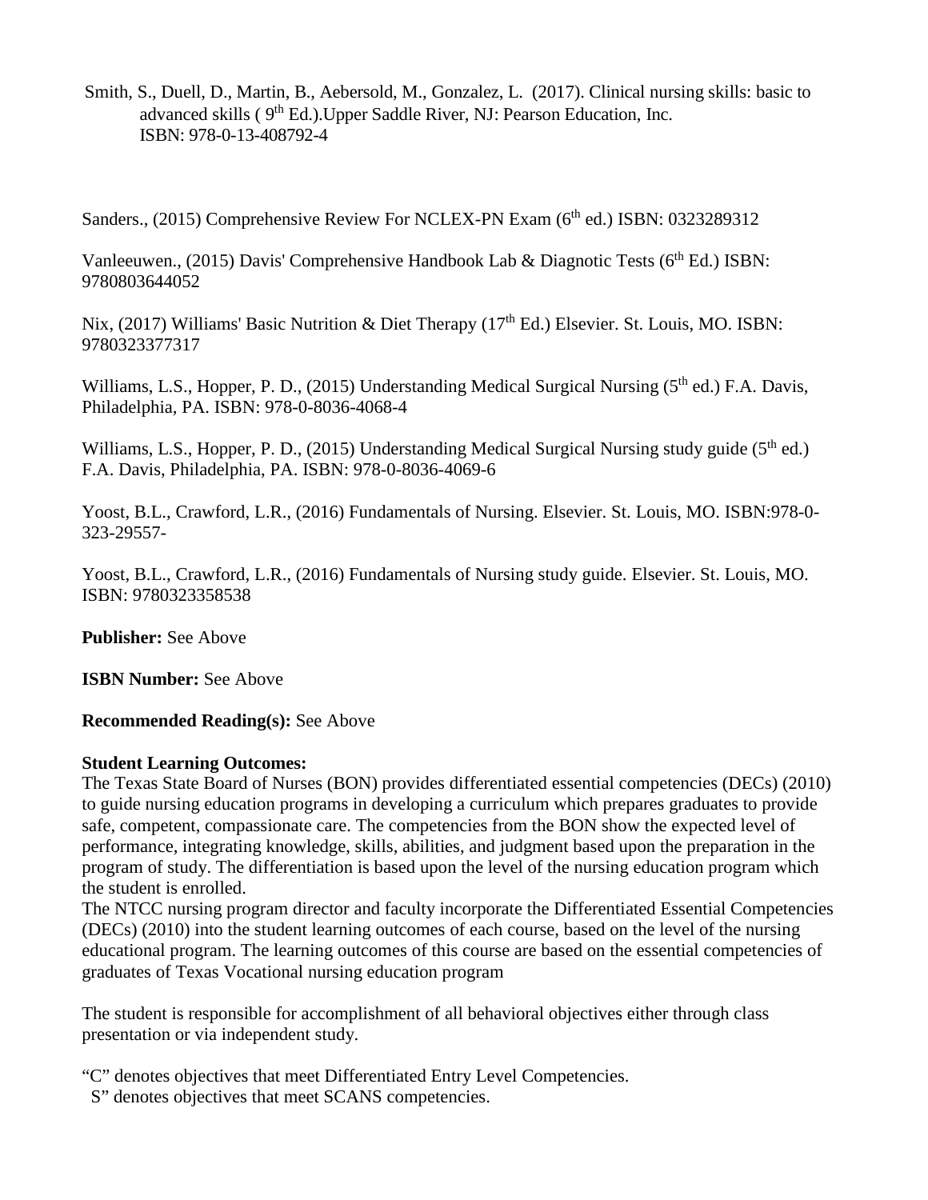Smith, S., Duell, D., Martin, B., Aebersold, M., Gonzalez, L.  (2017). Clinical nursing skills: basic to advanced skills ( 9th Ed.).Upper Saddle River, NJ: Pearson Education, Inc. ISBN: 978-0-13-408792-4

Sanders., (2015) Comprehensive Review For NCLEX-PN Exam (6th ed.) ISBN: 0323289312

Vanleeuwen., (2015) Davis' Comprehensive Handbook Lab & Diagnotic Tests (6th Ed.) ISBN: 9780803644052

Nix, (2017) Williams' Basic Nutrition & Diet Therapy (17th Ed.) Elsevier. St. Louis, MO. ISBN: 9780323377317

Williams, L.S., Hopper, P. D., (2015) Understanding Medical Surgical Nursing (5th ed.) F.A. Davis, Philadelphia, PA. ISBN: 978-0-8036-4068-4

Williams, L.S., Hopper, P. D., (2015) Understanding Medical Surgical Nursing study guide (5th ed.) F.A. Davis, Philadelphia, PA. ISBN: 978-0-8036-4069-6

Yoost, B.L., Crawford, L.R., (2016) Fundamentals of Nursing. Elsevier. St. Louis, MO. ISBN:978-0-323-29557-

Yoost, B.L., Crawford, L.R., (2016) Fundamentals of Nursing study guide. Elsevier. St. Louis, MO. ISBN: 9780323358538

**Publisher:** See Above

**ISBN Number:** See Above

**Recommended Reading(s):** See Above

**Student Learning Outcomes:**
The Texas State Board of Nurses (BON) provides differentiated essential competencies (DECs) (2010) to guide nursing education programs in developing a curriculum which prepares graduates to provide safe, competent, compassionate care. The competencies from the BON show the expected level of performance, integrating knowledge, skills, abilities, and judgment based upon the preparation in the program of study. The differentiation is based upon the level of the nursing education program which the student is enrolled.
The NTCC nursing program director and faculty incorporate the Differentiated Essential Competencies (DECs) (2010) into the student learning outcomes of each course, based on the level of the nursing educational program. The learning outcomes of this course are based on the essential competencies of graduates of Texas Vocational nursing education program

The student is responsible for accomplishment of all behavioral objectives either through class presentation or via independent study.

"C" denotes objectives that meet Differentiated Entry Level Competencies.
S" denotes objectives that meet SCANS competencies.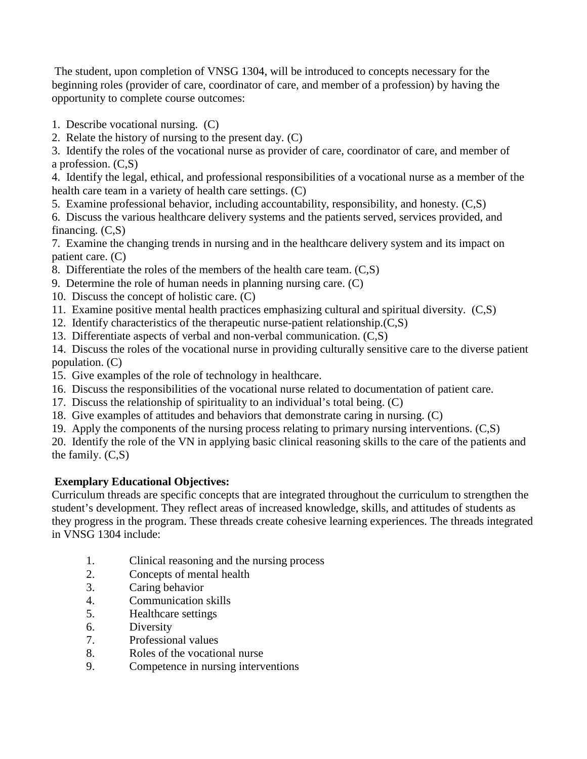The student, upon completion of VNSG 1304, will be introduced to concepts necessary for the beginning roles (provider of care, coordinator of care, and member of a profession) by having the opportunity to complete course outcomes:

1. Describe vocational nursing. (C)
2. Relate the history of nursing to the present day. (C)
3. Identify the roles of the vocational nurse as provider of care, coordinator of care, and member of a profession. (C,S)
4. Identify the legal, ethical, and professional responsibilities of a vocational nurse as a member of the health care team in a variety of health care settings. (C)
5. Examine professional behavior, including accountability, responsibility, and honesty. (C,S)
6. Discuss the various healthcare delivery systems and the patients served, services provided, and financing. (C,S)
7. Examine the changing trends in nursing and in the healthcare delivery system and its impact on patient care. (C)
8. Differentiate the roles of the members of the health care team. (C,S)
9. Determine the role of human needs in planning nursing care. (C)
10. Discuss the concept of holistic care. (C)
11. Examine positive mental health practices emphasizing cultural and spiritual diversity. (C,S)
12. Identify characteristics of the therapeutic nurse-patient relationship.(C,S)
13. Differentiate aspects of verbal and non-verbal communication. (C,S)
14. Discuss the roles of the vocational nurse in providing culturally sensitive care to the diverse patient population. (C)
15. Give examples of the role of technology in healthcare.
16. Discuss the responsibilities of the vocational nurse related to documentation of patient care.
17. Discuss the relationship of spirituality to an individual's total being. (C)
18. Give examples of attitudes and behaviors that demonstrate caring in nursing. (C)
19. Apply the components of the nursing process relating to primary nursing interventions. (C,S)
20. Identify the role of the VN in applying basic clinical reasoning skills to the care of the patients and the family. (C,S)

**Exemplary Educational Objectives:**

Curriculum threads are specific concepts that are integrated throughout the curriculum to strengthen the student's development. They reflect areas of increased knowledge, skills, and attitudes of students as they progress in the program. These threads create cohesive learning experiences. The threads integrated in VNSG 1304 include:

1. Clinical reasoning and the nursing process
2. Concepts of mental health
3. Caring behavior
4. Communication skills
5. Healthcare settings
6. Diversity
7. Professional values
8. Roles of the vocational nurse
9. Competence in nursing interventions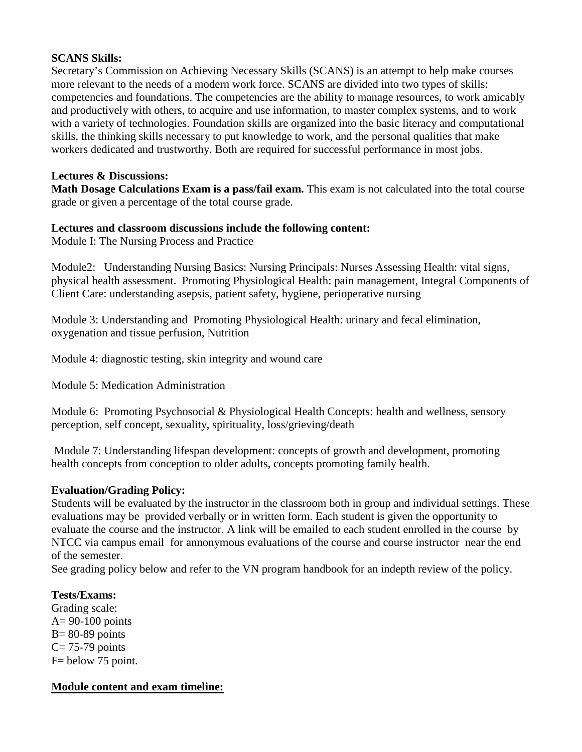**SCANS Skills:**
Secretary's Commission on Achieving Necessary Skills (SCANS) is an attempt to help make courses more relevant to the needs of a modern work force. SCANS are divided into two types of skills: competencies and foundations. The competencies are the ability to manage resources, to work amicably and productively with others, to acquire and use information, to master complex systems, and to work with a variety of technologies. Foundation skills are organized into the basic literacy and computational skills, the thinking skills necessary to put knowledge to work, and the personal qualities that make workers dedicated and trustworthy. Both are required for successful performance in most jobs.

**Lectures & Discussions:**
**Math Dosage Calculations Exam is a pass/fail exam.** This exam is not calculated into the total course grade or given a percentage of the total course grade.

**Lectures and classroom discussions include the following content:**
Module I: The Nursing Process and Practice

Module2: Understanding Nursing Basics: Nursing Principals: Nurses Assessing Health: vital signs, physical health assessment. Promoting Physiological Health: pain management, Integral Components of Client Care: understanding asepsis, patient safety, hygiene, perioperative nursing

Module 3: Understanding and Promoting Physiological Health: urinary and fecal elimination, oxygenation and tissue perfusion, Nutrition

Module 4: diagnostic testing, skin integrity and wound care

Module 5: Medication Administration

Module 6: Promoting Psychosocial & Physiological Health Concepts: health and wellness, sensory perception, self concept, sexuality, spirituality, loss/grieving/death

Module 7: Understanding lifespan development: concepts of growth and development, promoting health concepts from conception to older adults, concepts promoting family health.

**Evaluation/Grading Policy:**
Students will be evaluated by the instructor in the classroom both in group and individual settings. These evaluations may be provided verbally or in written form. Each student is given the opportunity to evaluate the course and the instructor. A link will be emailed to each student enrolled in the course by NTCC via campus email for annonymous evaluations of the course and course instructor near the end of the semester.
See grading policy below and refer to the VN program handbook for an indepth review of the policy.

**Tests/Exams:**
Grading scale:
A= 90-100 points
B= 80-89 points
C= 75-79 points
F= below 75 point.

**Module content and exam timeline:**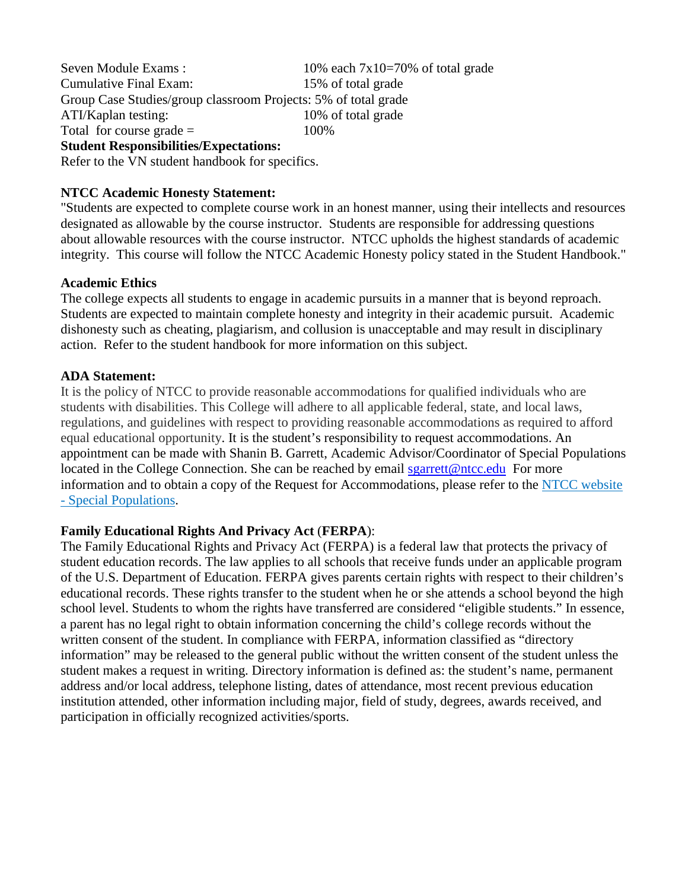| | |
|---|---|
| Seven Module Exams : | 10% each 7x10=70% of total grade |
| Cumulative Final Exam: | 15% of total grade |
| Group Case Studies/group classroom Projects: | 5% of total grade |
| ATI/Kaplan testing: | 10% of total grade |
| Total for course grade = | 100% |

**Student Responsibilities/Expectations:**

Refer to the VN student handbook for specifics.

**NTCC Academic Honesty Statement:**

"Students are expected to complete course work in an honest manner, using their intellects and resources designated as allowable by the course instructor. Students are responsible for addressing questions about allowable resources with the course instructor. NTCC upholds the highest standards of academic integrity. This course will follow the NTCC Academic Honesty policy stated in the Student Handbook."

**Academic Ethics**

The college expects all students to engage in academic pursuits in a manner that is beyond reproach. Students are expected to maintain complete honesty and integrity in their academic pursuit. Academic dishonesty such as cheating, plagiarism, and collusion is unacceptable and may result in disciplinary action. Refer to the student handbook for more information on this subject.

**ADA Statement:**

It is the policy of NTCC to provide reasonable accommodations for qualified individuals who are students with disabilities. This College will adhere to all applicable federal, state, and local laws, regulations, and guidelines with respect to providing reasonable accommodations as required to afford equal educational opportunity. It is the student's responsibility to request accommodations. An appointment can be made with Shanin B. Garrett, Academic Advisor/Coordinator of Special Populations located in the College Connection. She can be reached by email sgarrett@ntcc.edu For more information and to obtain a copy of the Request for Accommodations, please refer to the NTCC website - Special Populations.

**Family Educational Rights And Privacy Act** (**FERPA**):

The Family Educational Rights and Privacy Act (FERPA) is a federal law that protects the privacy of student education records. The law applies to all schools that receive funds under an applicable program of the U.S. Department of Education. FERPA gives parents certain rights with respect to their children's educational records. These rights transfer to the student when he or she attends a school beyond the high school level. Students to whom the rights have transferred are considered "eligible students." In essence, a parent has no legal right to obtain information concerning the child's college records without the written consent of the student. In compliance with FERPA, information classified as "directory information" may be released to the general public without the written consent of the student unless the student makes a request in writing. Directory information is defined as: the student's name, permanent address and/or local address, telephone listing, dates of attendance, most recent previous education institution attended, other information including major, field of study, degrees, awards received, and participation in officially recognized activities/sports.